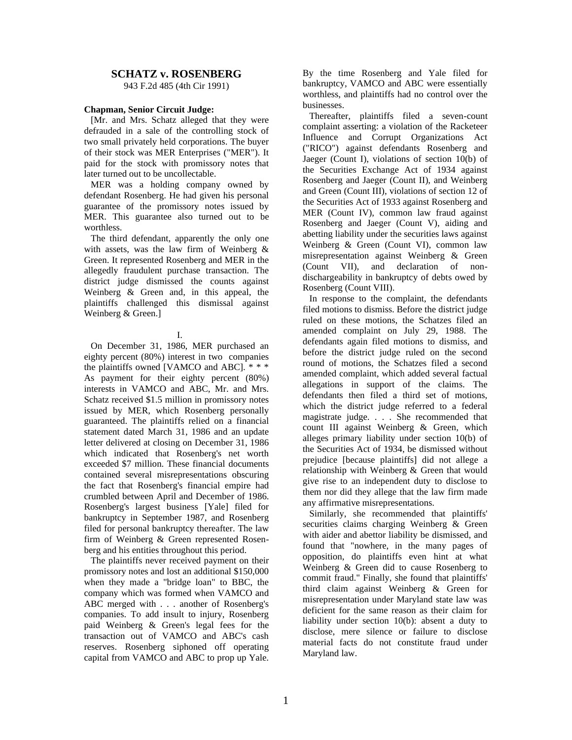## SCHATZ v. ROSENBERG

943 F.2d 485 (4th Cir 1991)

**Chapman, Senior Circuit Judge:**

[Mr. and Mrs. Schatz alleged that they were defrauded in a sale of the controlling stock of two small privately held corporations. The buyer of their stock was MER Enterprises ("MER"). It paid for the stock with promissory notes that later turned out to be uncollectable.

MER was a holding company owned by defendant Rosenberg. He had given his personal guarantee of the promissory notes issued by MER. This guarantee also turned out to be worthless.

The third defendant, apparently the only one with assets, was the law firm of Weinberg & Green. It represented Rosenberg and MER in the allegedly fraudulent purchase transaction. The district judge dismissed the counts against Weinberg & Green and, in this appeal, the plaintiffs challenged this dismissal against Weinberg & Green.]

I.

On December 31, 1986, MER purchased an eighty percent (80%) interest in two companies the plaintiffs owned [VAMCO and ABC]. * * * As payment for their eighty percent (80%) interests in VAMCO and ABC, Mr. and Mrs. Schatz received $1.5 million in promissory notes issued by MER, which Rosenberg personally guaranteed. The plaintiffs relied on a financial statement dated March 31, 1986 and an update letter delivered at closing on December 31, 1986 which indicated that Rosenberg's net worth exceeded $7 million. These financial documents contained several misrepresentations obscuring the fact that Rosenberg's financial empire had crumbled between April and December of 1986. Rosenberg's largest business [Yale] filed for bankruptcy in September 1987, and Rosenberg filed for personal bankruptcy thereafter. The law firm of Weinberg & Green represented Rosenberg and his entities throughout this period.

The plaintiffs never received payment on their promissory notes and lost an additional $150,000 when they made a "bridge loan" to BBC, the company which was formed when VAMCO and ABC merged with . . . another of Rosenberg's companies. To add insult to injury, Rosenberg paid Weinberg & Green's legal fees for the transaction out of VAMCO and ABC's cash reserves. Rosenberg siphoned off operating capital from VAMCO and ABC to prop up Yale. By the time Rosenberg and Yale filed for bankruptcy, VAMCO and ABC were essentially worthless, and plaintiffs had no control over the businesses.

Thereafter, plaintiffs filed a seven-count complaint asserting: a violation of the Racketeer Influence and Corrupt Organizations Act ("RICO") against defendants Rosenberg and Jaeger (Count I), violations of section 10(b) of the Securities Exchange Act of 1934 against Rosenberg and Jaeger (Count II), and Weinberg and Green (Count III), violations of section 12 of the Securities Act of 1933 against Rosenberg and MER (Count IV), common law fraud against Rosenberg and Jaeger (Count V), aiding and abetting liability under the securities laws against Weinberg & Green (Count VI), common law misrepresentation against Weinberg & Green (Count VII), and declaration of non-dischargeability in bankruptcy of debts owed by Rosenberg (Count VIII).

In response to the complaint, the defendants filed motions to dismiss. Before the district judge ruled on these motions, the Schatzes filed an amended complaint on July 29, 1988. The defendants again filed motions to dismiss, and before the district judge ruled on the second round of motions, the Schatzes filed a second amended complaint, which added several factual allegations in support of the claims. The defendants then filed a third set of motions, which the district judge referred to a federal magistrate judge. . . . She recommended that count III against Weinberg & Green, which alleges primary liability under section 10(b) of the Securities Act of 1934, be dismissed without prejudice [because plaintiffs] did not allege a relationship with Weinberg & Green that would give rise to an independent duty to disclose to them nor did they allege that the law firm made any affirmative misrepresentations.

Similarly, she recommended that plaintiffs' securities claims charging Weinberg & Green with aider and abettor liability be dismissed, and found that "nowhere, in the many pages of opposition, do plaintiffs even hint at what Weinberg & Green did to cause Rosenberg to commit fraud." Finally, she found that plaintiffs' third claim against Weinberg & Green for misrepresentation under Maryland state law was deficient for the same reason as their claim for liability under section 10(b): absent a duty to disclose, mere silence or failure to disclose material facts do not constitute fraud under Maryland law.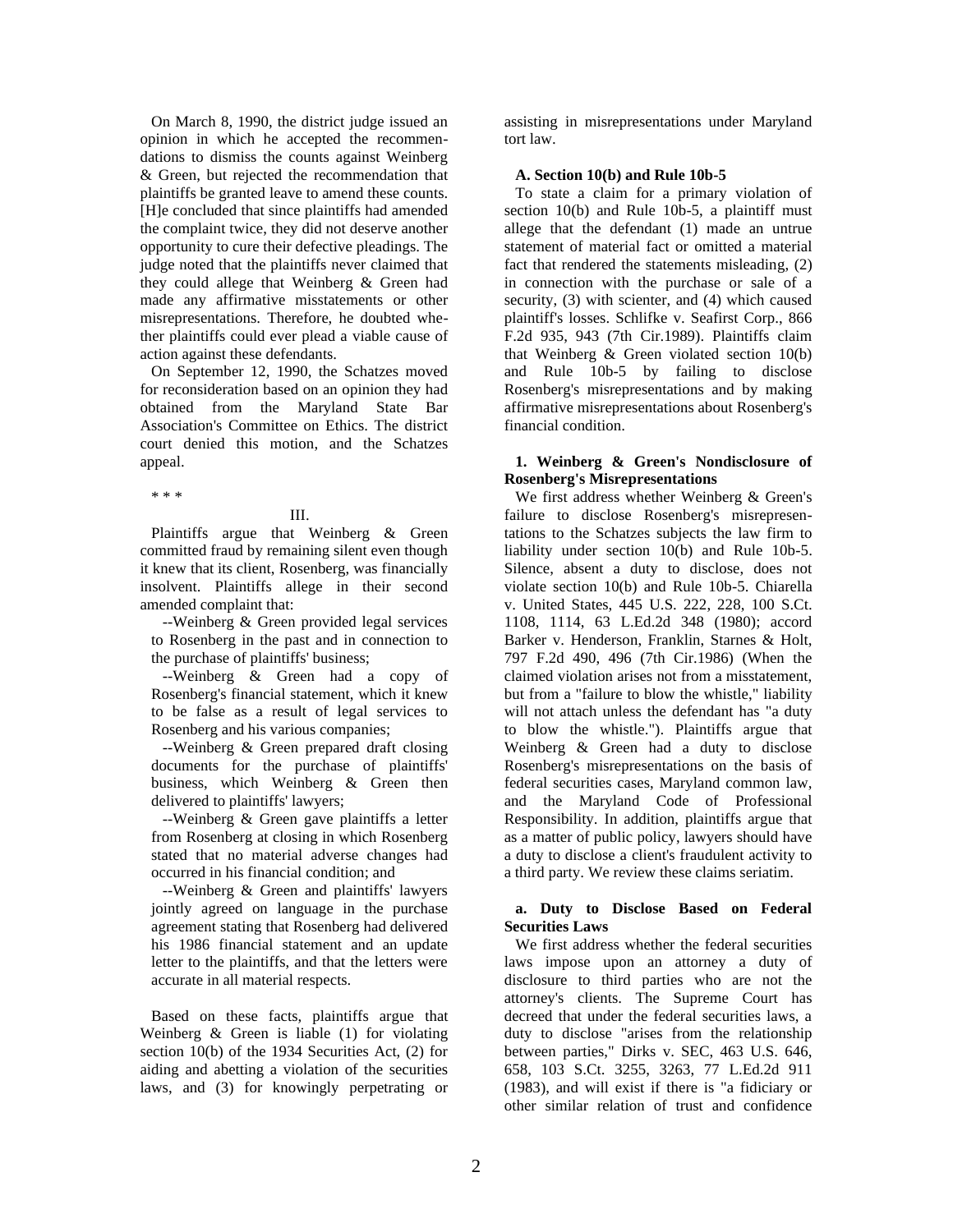On March 8, 1990, the district judge issued an opinion in which he accepted the recommendations to dismiss the counts against Weinberg & Green, but rejected the recommendation that plaintiffs be granted leave to amend these counts. [H]e concluded that since plaintiffs had amended the complaint twice, they did not deserve another opportunity to cure their defective pleadings. The judge noted that the plaintiffs never claimed that they could allege that Weinberg & Green had made any affirmative misstatements or other misrepresentations. Therefore, he doubted whether plaintiffs could ever plead a viable cause of action against these defendants.

On September 12, 1990, the Schatzes moved for reconsideration based on an opinion they had obtained from the Maryland State Bar Association's Committee on Ethics. The district court denied this motion, and the Schatzes appeal.

\* \* \*

III.

Plaintiffs argue that Weinberg & Green committed fraud by remaining silent even though it knew that its client, Rosenberg, was financially insolvent. Plaintiffs allege in their second amended complaint that:

> --Weinberg & Green provided legal services to Rosenberg in the past and in connection to the purchase of plaintiffs' business;
>
> --Weinberg & Green had a copy of Rosenberg's financial statement, which it knew to be false as a result of legal services to Rosenberg and his various companies;
>
> --Weinberg & Green prepared draft closing documents for the purchase of plaintiffs' business, which Weinberg & Green then delivered to plaintiffs' lawyers;
>
> --Weinberg & Green gave plaintiffs a letter from Rosenberg at closing in which Rosenberg stated that no material adverse changes had occurred in his financial condition; and
>
> --Weinberg & Green and plaintiffs' lawyers jointly agreed on language in the purchase agreement stating that Rosenberg had delivered his 1986 financial statement and an update letter to the plaintiffs, and that the letters were accurate in all material respects.

Based on these facts, plaintiffs argue that Weinberg & Green is liable (1) for violating section 10(b) of the 1934 Securities Act, (2) for aiding and abetting a violation of the securities laws, and (3) for knowingly perpetrating or assisting in misrepresentations under Maryland tort law.

**A. Section 10(b) and Rule 10b-5**

To state a claim for a primary violation of section 10(b) and Rule 10b-5, a plaintiff must allege that the defendant (1) made an untrue statement of material fact or omitted a material fact that rendered the statements misleading, (2) in connection with the purchase or sale of a security, (3) with scienter, and (4) which caused plaintiff's losses. Schlifke v. Seafirst Corp., 866 F.2d 935, 943 (7th Cir.1989). Plaintiffs claim that Weinberg & Green violated section 10(b) and Rule 10b-5 by failing to disclose Rosenberg's misrepresentations and by making affirmative misrepresentations about Rosenberg's financial condition.

**1. Weinberg & Green's Nondisclosure of Rosenberg's Misrepresentations**

We first address whether Weinberg & Green's failure to disclose Rosenberg's misrepresentations to the Schatzes subjects the law firm to liability under section 10(b) and Rule 10b-5. Silence, absent a duty to disclose, does not violate section 10(b) and Rule 10b-5. Chiarella v. United States, 445 U.S. 222, 228, 100 S.Ct. 1108, 1114, 63 L.Ed.2d 348 (1980); accord Barker v. Henderson, Franklin, Starnes & Holt, 797 F.2d 490, 496 (7th Cir.1986) (When the claimed violation arises not from a misstatement, but from a "failure to blow the whistle," liability will not attach unless the defendant has "a duty to blow the whistle."). Plaintiffs argue that Weinberg & Green had a duty to disclose Rosenberg's misrepresentations on the basis of federal securities cases, Maryland common law, and the Maryland Code of Professional Responsibility. In addition, plaintiffs argue that as a matter of public policy, lawyers should have a duty to disclose a client's fraudulent activity to a third party. We review these claims seriatim.

**a. Duty to Disclose Based on Federal Securities Laws**

We first address whether the federal securities laws impose upon an attorney a duty of disclosure to third parties who are not the attorney's clients. The Supreme Court has decreed that under the federal securities laws, a duty to disclose "arises from the relationship between parties," Dirks v. SEC, 463 U.S. 646, 658, 103 S.Ct. 3255, 3263, 77 L.Ed.2d 911 (1983), and will exist if there is "a fiduciary or other similar relation of trust and confidence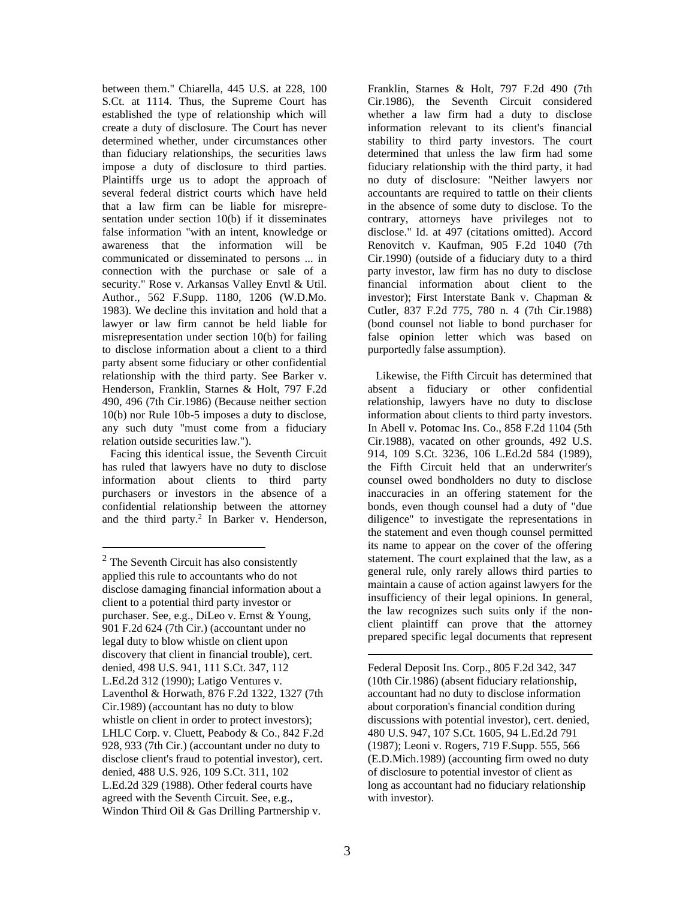between them." Chiarella, 445 U.S. at 228, 100 S.Ct. at 1114. Thus, the Supreme Court has established the type of relationship which will create a duty of disclosure. The Court has never determined whether, under circumstances other than fiduciary relationships, the securities laws impose a duty of disclosure to third parties. Plaintiffs urge us to adopt the approach of several federal district courts which have held that a law firm can be liable for misrepresentation under section 10(b) if it disseminates false information "with an intent, knowledge or awareness that the information will be communicated or disseminated to persons ... in connection with the purchase or sale of a security." Rose v. Arkansas Valley Envtl & Util. Author., 562 F.Supp. 1180, 1206 (W.D.Mo. 1983). We decline this invitation and hold that a lawyer or law firm cannot be held liable for misrepresentation under section 10(b) for failing to disclose information about a client to a third party absent some fiduciary or other confidential relationship with the third party. See Barker v. Henderson, Franklin, Starnes & Holt, 797 F.2d 490, 496 (7th Cir.1986) (Because neither section 10(b) nor Rule 10b-5 imposes a duty to disclose, any such duty "must come from a fiduciary relation outside securities law.").

Facing this identical issue, the Seventh Circuit has ruled that lawyers have no duty to disclose information about clients to third party purchasers or investors in the absence of a confidential relationship between the attorney and the third party.[2] In Barker v. Henderson, Franklin, Starnes & Holt, 797 F.2d 490 (7th Cir.1986), the Seventh Circuit considered whether a law firm had a duty to disclose information relevant to its client's financial stability to third party investors. The court determined that unless the law firm had some fiduciary relationship with the third party, it had no duty of disclosure: "Neither lawyers nor accountants are required to tattle on their clients in the absence of some duty to disclose. To the contrary, attorneys have privileges not to disclose." Id. at 497 (citations omitted). Accord Renovitch v. Kaufman, 905 F.2d 1040 (7th Cir.1990) (outside of a fiduciary duty to a third party investor, law firm has no duty to disclose financial information about client to the investor); First Interstate Bank v. Chapman & Cutler, 837 F.2d 775, 780 n. 4 (7th Cir.1988) (bond counsel not liable to bond purchaser for false opinion letter which was based on purportedly false assumption).

Likewise, the Fifth Circuit has determined that absent a fiduciary or other confidential relationship, lawyers have no duty to disclose information about clients to third party investors. In Abell v. Potomac Ins. Co., 858 F.2d 1104 (5th Cir.1988), vacated on other grounds, 492 U.S. 914, 109 S.Ct. 3236, 106 L.Ed.2d 584 (1989), the Fifth Circuit held that an underwriter's counsel owed bondholders no duty to disclose inaccuracies in an offering statement for the bonds, even though counsel had a duty of "due diligence" to investigate the representations in the statement and even though counsel permitted its name to appear on the cover of the offering statement. The court explained that the law, as a general rule, only rarely allows third parties to maintain a cause of action against lawyers for the insufficiency of their legal opinions. In general, the law recognizes such suits only if the non-client plaintiff can prove that the attorney prepared specific legal documents that represent

---

[2] The Seventh Circuit has also consistently applied this rule to accountants who do not disclose damaging financial information about a client to a potential third party investor or purchaser. See, e.g., DiLeo v. Ernst & Young, 901 F.2d 624 (7th Cir.) (accountant under no legal duty to blow whistle on client upon discovery that client in financial trouble), cert. denied, 498 U.S. 941, 111 S.Ct. 347, 112 L.Ed.2d 312 (1990); Latigo Ventures v. Laventhol & Horwath, 876 F.2d 1322, 1327 (7th Cir.1989) (accountant has no duty to blow whistle on client in order to protect investors); LHLC Corp. v. Cluett, Peabody & Co., 842 F.2d 928, 933 (7th Cir.) (accountant under no duty to disclose client's fraud to potential investor), cert. denied, 488 U.S. 926, 109 S.Ct. 311, 102 L.Ed.2d 329 (1988). Other federal courts have agreed with the Seventh Circuit. See, e.g., Windon Third Oil & Gas Drilling Partnership v. Federal Deposit Ins. Corp., 805 F.2d 342, 347 (10th Cir.1986) (absent fiduciary relationship, accountant had no duty to disclose information about corporation's financial condition during discussions with potential investor), cert. denied, 480 U.S. 947, 107 S.Ct. 1605, 94 L.Ed.2d 791 (1987); Leoni v. Rogers, 719 F.Supp. 555, 566 (E.D.Mich.1989) (accounting firm owed no duty of disclosure to potential investor of client as long as accountant had no fiduciary relationship with investor).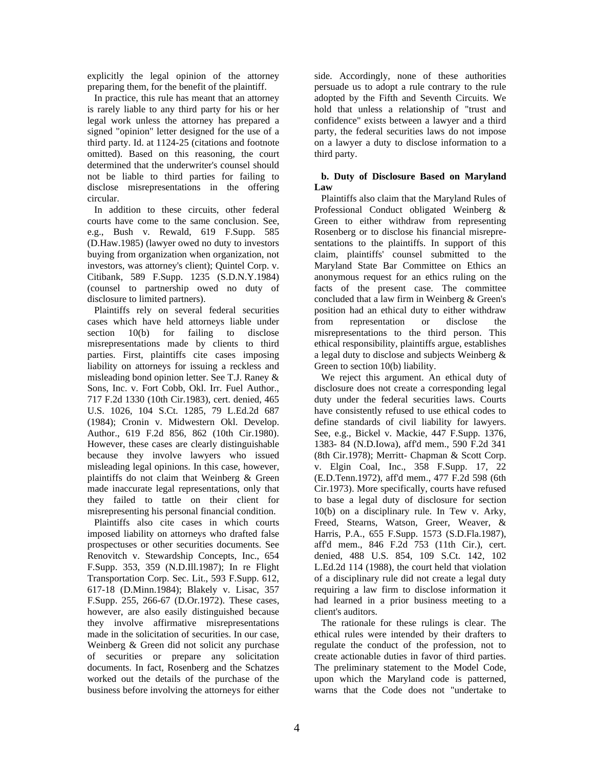explicitly the legal opinion of the attorney preparing them, for the benefit of the plaintiff.

In practice, this rule has meant that an attorney is rarely liable to any third party for his or her legal work unless the attorney has prepared a signed "opinion" letter designed for the use of a third party. Id. at 1124-25 (citations and footnote omitted). Based on this reasoning, the court determined that the underwriter's counsel should not be liable to third parties for failing to disclose misrepresentations in the offering circular.

In addition to these circuits, other federal courts have come to the same conclusion. See, e.g., Bush v. Rewald, 619 F.Supp. 585 (D.Haw.1985) (lawyer owed no duty to investors buying from organization when organization, not investors, was attorney's client); Quintel Corp. v. Citibank, 589 F.Supp. 1235 (S.D.N.Y.1984) (counsel to partnership owed no duty of disclosure to limited partners).

Plaintiffs rely on several federal securities cases which have held attorneys liable under section 10(b) for failing to disclose misrepresentations made by clients to third parties. First, plaintiffs cite cases imposing liability on attorneys for issuing a reckless and misleading bond opinion letter. See T.J. Raney & Sons, Inc. v. Fort Cobb, Okl. Irr. Fuel Author., 717 F.2d 1330 (10th Cir.1983), cert. denied, 465 U.S. 1026, 104 S.Ct. 1285, 79 L.Ed.2d 687 (1984); Cronin v. Midwestern Okl. Develop. Author., 619 F.2d 856, 862 (10th Cir.1980). However, these cases are clearly distinguishable because they involve lawyers who issued misleading legal opinions. In this case, however, plaintiffs do not claim that Weinberg & Green made inaccurate legal representations, only that they failed to tattle on their client for misrepresenting his personal financial condition.

Plaintiffs also cite cases in which courts imposed liability on attorneys who drafted false prospectuses or other securities documents. See Renovitch v. Stewardship Concepts, Inc., 654 F.Supp. 353, 359 (N.D.Ill.1987); In re Flight Transportation Corp. Sec. Lit., 593 F.Supp. 612, 617-18 (D.Minn.1984); Blakely v. Lisac, 357 F.Supp. 255, 266-67 (D.Or.1972). These cases, however, are also easily distinguished because they involve affirmative misrepresentations made in the solicitation of securities. In our case, Weinberg & Green did not solicit any purchase of securities or prepare any solicitation documents. In fact, Rosenberg and the Schatzes worked out the details of the purchase of the business before involving the attorneys for either side. Accordingly, none of these authorities persuade us to adopt a rule contrary to the rule adopted by the Fifth and Seventh Circuits. We hold that unless a relationship of "trust and confidence" exists between a lawyer and a third party, the federal securities laws do not impose on a lawyer a duty to disclose information to a third party.

**b. Duty of Disclosure Based on Maryland Law**

Plaintiffs also claim that the Maryland Rules of Professional Conduct obligated Weinberg & Green to either withdraw from representing Rosenberg or to disclose his financial misrepresentations to the plaintiffs. In support of this claim, plaintiffs' counsel submitted to the Maryland State Bar Committee on Ethics an anonymous request for an ethics ruling on the facts of the present case. The committee concluded that a law firm in Weinberg & Green's position had an ethical duty to either withdraw from representation or disclose the misrepresentations to the third person. This ethical responsibility, plaintiffs argue, establishes a legal duty to disclose and subjects Weinberg & Green to section 10(b) liability.

We reject this argument. An ethical duty of disclosure does not create a corresponding legal duty under the federal securities laws. Courts have consistently refused to use ethical codes to define standards of civil liability for lawyers. See, e.g., Bickel v. Mackie, 447 F.Supp. 1376, 1383- 84 (N.D.Iowa), aff'd mem., 590 F.2d 341 (8th Cir.1978); Merritt- Chapman & Scott Corp. v. Elgin Coal, Inc., 358 F.Supp. 17, 22 (E.D.Tenn.1972), aff'd mem., 477 F.2d 598 (6th Cir.1973). More specifically, courts have refused to base a legal duty of disclosure for section 10(b) on a disciplinary rule. In Tew v. Arky, Freed, Stearns, Watson, Greer, Weaver, & Harris, P.A., 655 F.Supp. 1573 (S.D.Fla.1987), aff'd mem., 846 F.2d 753 (11th Cir.), cert. denied, 488 U.S. 854, 109 S.Ct. 142, 102 L.Ed.2d 114 (1988), the court held that violation of a disciplinary rule did not create a legal duty requiring a law firm to disclose information it had learned in a prior business meeting to a client's auditors.

The rationale for these rulings is clear. The ethical rules were intended by their drafters to regulate the conduct of the profession, not to create actionable duties in favor of third parties. The preliminary statement to the Model Code, upon which the Maryland code is patterned, warns that the Code does not "undertake to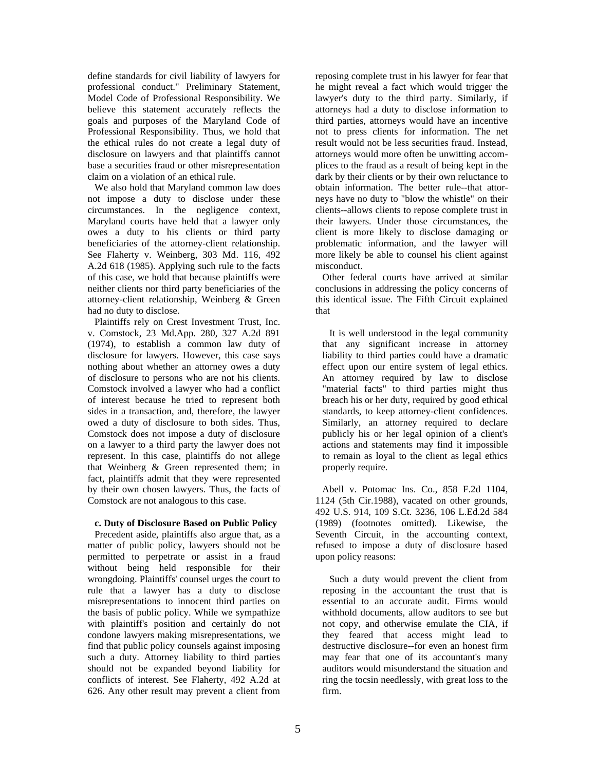define standards for civil liability of lawyers for professional conduct." Preliminary Statement, Model Code of Professional Responsibility. We believe this statement accurately reflects the goals and purposes of the Maryland Code of Professional Responsibility. Thus, we hold that the ethical rules do not create a legal duty of disclosure on lawyers and that plaintiffs cannot base a securities fraud or other misrepresentation claim on a violation of an ethical rule.

We also hold that Maryland common law does not impose a duty to disclose under these circumstances. In the negligence context, Maryland courts have held that a lawyer only owes a duty to his clients or third party beneficiaries of the attorney-client relationship. See Flaherty v. Weinberg, 303 Md. 116, 492 A.2d 618 (1985). Applying such rule to the facts of this case, we hold that because plaintiffs were neither clients nor third party beneficiaries of the attorney-client relationship, Weinberg & Green had no duty to disclose.

Plaintiffs rely on Crest Investment Trust, Inc. v. Comstock, 23 Md.App. 280, 327 A.2d 891 (1974), to establish a common law duty of disclosure for lawyers. However, this case says nothing about whether an attorney owes a duty of disclosure to persons who are not his clients. Comstock involved a lawyer who had a conflict of interest because he tried to represent both sides in a transaction, and, therefore, the lawyer owed a duty of disclosure to both sides. Thus, Comstock does not impose a duty of disclosure on a lawyer to a third party the lawyer does not represent. In this case, plaintiffs do not allege that Weinberg & Green represented them; in fact, plaintiffs admit that they were represented by their own chosen lawyers. Thus, the facts of Comstock are not analogous to this case.

**c. Duty of Disclosure Based on Public Policy**

Precedent aside, plaintiffs also argue that, as a matter of public policy, lawyers should not be permitted to perpetrate or assist in a fraud without being held responsible for their wrongdoing. Plaintiffs' counsel urges the court to rule that a lawyer has a duty to disclose misrepresentations to innocent third parties on the basis of public policy. While we sympathize with plaintiff's position and certainly do not condone lawyers making misrepresentations, we find that public policy counsels against imposing such a duty. Attorney liability to third parties should not be expanded beyond liability for conflicts of interest. See Flaherty, 492 A.2d at 626. Any other result may prevent a client from reposing complete trust in his lawyer for fear that he might reveal a fact which would trigger the lawyer's duty to the third party. Similarly, if attorneys had a duty to disclose information to third parties, attorneys would have an incentive not to press clients for information. The net result would not be less securities fraud. Instead, attorneys would more often be unwitting accomplices to the fraud as a result of being kept in the dark by their clients or by their own reluctance to obtain information. The better rule--that attorneys have no duty to "blow the whistle" on their clients--allows clients to repose complete trust in their lawyers. Under those circumstances, the client is more likely to disclose damaging or problematic information, and the lawyer will more likely be able to counsel his client against misconduct.

Other federal courts have arrived at similar conclusions in addressing the policy concerns of this identical issue. The Fifth Circuit explained that

> It is well understood in the legal community that any significant increase in attorney liability to third parties could have a dramatic effect upon our entire system of legal ethics. An attorney required by law to disclose "material facts" to third parties might thus breach his or her duty, required by good ethical standards, to keep attorney-client confidences. Similarly, an attorney required to declare publicly his or her legal opinion of a client's actions and statements may find it impossible to remain as loyal to the client as legal ethics properly require.

Abell v. Potomac Ins. Co., 858 F.2d 1104, 1124 (5th Cir.1988), vacated on other grounds, 492 U.S. 914, 109 S.Ct. 3236, 106 L.Ed.2d 584 (1989) (footnotes omitted). Likewise, the Seventh Circuit, in the accounting context, refused to impose a duty of disclosure based upon policy reasons:

> Such a duty would prevent the client from reposing in the accountant the trust that is essential to an accurate audit. Firms would withhold documents, allow auditors to see but not copy, and otherwise emulate the CIA, if they feared that access might lead to destructive disclosure--for even an honest firm may fear that one of its accountant's many auditors would misunderstand the situation and ring the tocsin needlessly, with great loss to the firm.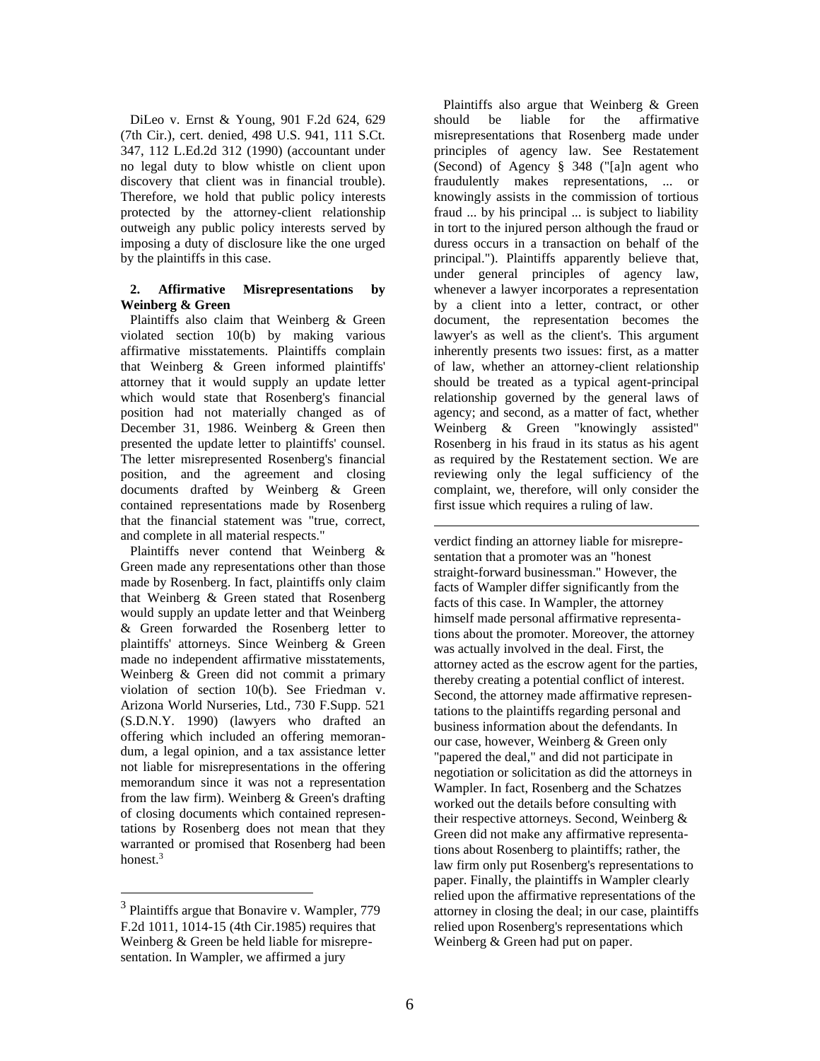DiLeo v. Ernst & Young, 901 F.2d 624, 629 (7th Cir.), cert. denied, 498 U.S. 941, 111 S.Ct. 347, 112 L.Ed.2d 312 (1990) (accountant under no legal duty to blow whistle on client upon discovery that client was in financial trouble). Therefore, we hold that public policy interests protected by the attorney-client relationship outweigh any public policy interests served by imposing a duty of disclosure like the one urged by the plaintiffs in this case.

**2. Affirmative Misrepresentations by Weinberg & Green**

Plaintiffs also claim that Weinberg & Green violated section 10(b) by making various affirmative misstatements. Plaintiffs complain that Weinberg & Green informed plaintiffs' attorney that it would supply an update letter which would state that Rosenberg's financial position had not materially changed as of December 31, 1986. Weinberg & Green then presented the update letter to plaintiffs' counsel. The letter misrepresented Rosenberg's financial position, and the agreement and closing documents drafted by Weinberg & Green contained representations made by Rosenberg that the financial statement was "true, correct, and complete in all material respects."

Plaintiffs never contend that Weinberg & Green made any representations other than those made by Rosenberg. In fact, plaintiffs only claim that Weinberg & Green stated that Rosenberg would supply an update letter and that Weinberg & Green forwarded the Rosenberg letter to plaintiffs' attorneys. Since Weinberg & Green made no independent affirmative misstatements, Weinberg & Green did not commit a primary violation of section 10(b). See Friedman v. Arizona World Nurseries, Ltd., 730 F.Supp. 521 (S.D.N.Y. 1990) (lawyers who drafted an offering which included an offering memorandum, a legal opinion, and a tax assistance letter not liable for misrepresentations in the offering memorandum since it was not a representation from the law firm). Weinberg & Green's drafting of closing documents which contained representations by Rosenberg does not mean that they warranted or promised that Rosenberg had been honest.[3]

Plaintiffs also argue that Weinberg & Green should be liable for the affirmative misrepresentations that Rosenberg made under principles of agency law. See Restatement (Second) of Agency § 348 ("[a]n agent who fraudulently makes representations, ... or knowingly assists in the commission of tortious fraud ... by his principal ... is subject to liability in tort to the injured person although the fraud or duress occurs in a transaction on behalf of the principal."). Plaintiffs apparently believe that, under general principles of agency law, whenever a lawyer incorporates a representation by a client into a letter, contract, or other document, the representation becomes the lawyer's as well as the client's. This argument inherently presents two issues: first, as a matter of law, whether an attorney-client relationship should be treated as a typical agent-principal relationship governed by the general laws of agency; and second, as a matter of fact, whether Weinberg & Green "knowingly assisted" Rosenberg in his fraud in its status as his agent as required by the Restatement section. We are reviewing only the legal sufficiency of the complaint, we, therefore, will only consider the first issue which requires a ruling of law.

---

[3] Plaintiffs argue that Bonavire v. Wampler, 779 F.2d 1011, 1014-15 (4th Cir.1985) requires that Weinberg & Green be held liable for misrepresentation. In Wampler, we affirmed a jury verdict finding an attorney liable for misrepresentation that a promoter was an "honest straight-forward businessman." However, the facts of Wampler differ significantly from the facts of this case. In Wampler, the attorney himself made personal affirmative representations about the promoter. Moreover, the attorney was actually involved in the deal. First, the attorney acted as the escrow agent for the parties, thereby creating a potential conflict of interest. Second, the attorney made affirmative representations to the plaintiffs regarding personal and business information about the defendants. In our case, however, Weinberg & Green only "papered the deal," and did not participate in negotiation or solicitation as did the attorneys in Wampler. In fact, Rosenberg and the Schatzes worked out the details before consulting with their respective attorneys. Second, Weinberg & Green did not make any affirmative representations about Rosenberg to plaintiffs; rather, the law firm only put Rosenberg's representations to paper. Finally, the plaintiffs in Wampler clearly relied upon the affirmative representations of the attorney in closing the deal; in our case, plaintiffs relied upon Rosenberg's representations which Weinberg & Green had put on paper.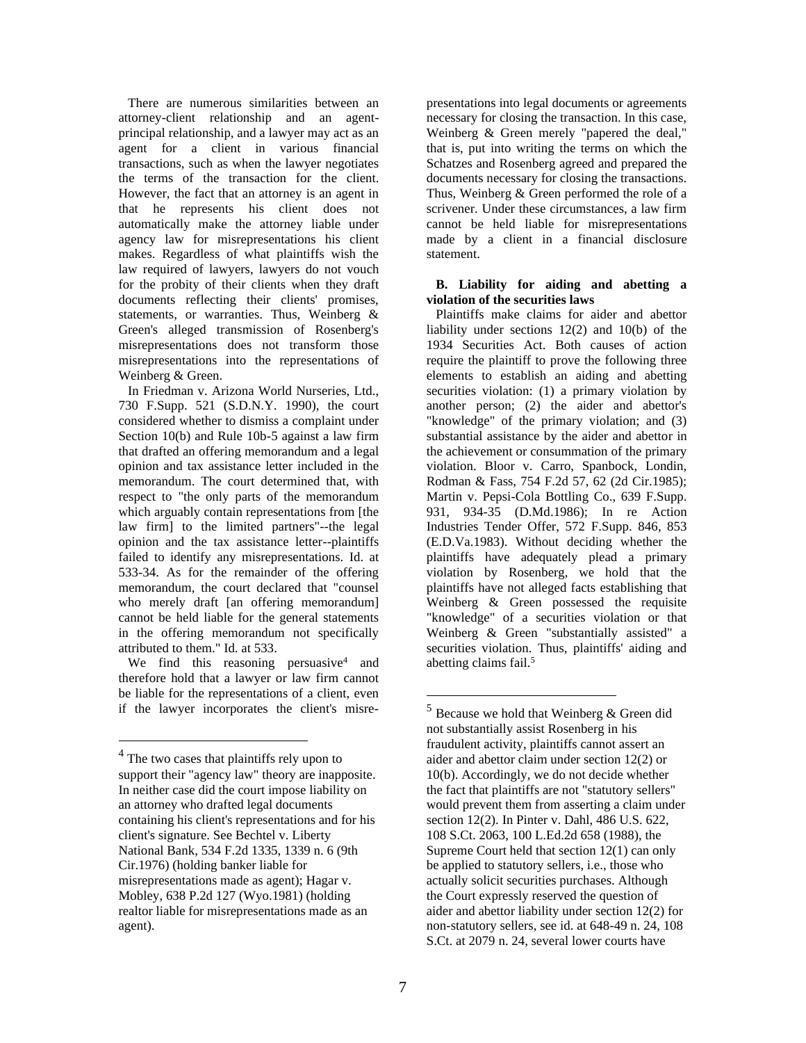There are numerous similarities between an attorney-client relationship and an agent-principal relationship, and a lawyer may act as an agent for a client in various financial transactions, such as when the lawyer negotiates the terms of the transaction for the client. However, the fact that an attorney is an agent in that he represents his client does not automatically make the attorney liable under agency law for misrepresentations his client makes. Regardless of what plaintiffs wish the law required of lawyers, lawyers do not vouch for the probity of their clients when they draft documents reflecting their clients' promises, statements, or warranties. Thus, Weinberg & Green's alleged transmission of Rosenberg's misrepresentations does not transform those misrepresentations into the representations of Weinberg & Green.

In Friedman v. Arizona World Nurseries, Ltd., 730 F.Supp. 521 (S.D.N.Y. 1990), the court considered whether to dismiss a complaint under Section 10(b) and Rule 10b-5 against a law firm that drafted an offering memorandum and a legal opinion and tax assistance letter included in the memorandum. The court determined that, with respect to "the only parts of the memorandum which arguably contain representations from [the law firm] to the limited partners"--the legal opinion and the tax assistance letter--plaintiffs failed to identify any misrepresentations. Id. at 533-34. As for the remainder of the offering memorandum, the court declared that "counsel who merely draft [an offering memorandum] cannot be held liable for the general statements in the offering memorandum not specifically attributed to them." Id. at 533.

We find this reasoning persuasive[4] and therefore hold that a lawyer or law firm cannot be liable for the representations of a client, even if the lawyer incorporates the client's misrepresentations into legal documents or agreements necessary for closing the transaction. In this case, Weinberg & Green merely "papered the deal," that is, put into writing the terms on which the Schatzes and Rosenberg agreed and prepared the documents necessary for closing the transactions. Thus, Weinberg & Green performed the role of a scrivener. Under these circumstances, a law firm cannot be held liable for misrepresentations made by a client in a financial disclosure statement.

**B. Liability for aiding and abetting a violation of the securities laws**

Plaintiffs make claims for aider and abettor liability under sections 12(2) and 10(b) of the 1934 Securities Act. Both causes of action require the plaintiff to prove the following three elements to establish an aiding and abetting securities violation: (1) a primary violation by another person; (2) the aider and abettor's "knowledge" of the primary violation; and (3) substantial assistance by the aider and abettor in the achievement or consummation of the primary violation. Bloor v. Carro, Spanbock, Londin, Rodman & Fass, 754 F.2d 57, 62 (2d Cir.1985); Martin v. Pepsi-Cola Bottling Co., 639 F.Supp. 931, 934-35 (D.Md.1986); In re Action Industries Tender Offer, 572 F.Supp. 846, 853 (E.D.Va.1983). Without deciding whether the plaintiffs have adequately plead a primary violation by Rosenberg, we hold that the plaintiffs have not alleged facts establishing that Weinberg & Green possessed the requisite "knowledge" of a securities violation or that Weinberg & Green "substantially assisted" a securities violation. Thus, plaintiffs' aiding and abetting claims fail.[5]

---

[4] The two cases that plaintiffs rely upon to support their "agency law" theory are inapposite. In neither case did the court impose liability on an attorney who drafted legal documents containing his client's representations and for his client's signature. See Bechtel v. Liberty National Bank, 534 F.2d 1335, 1339 n. 6 (9th Cir.1976) (holding banker liable for misrepresentations made as agent); Hagar v. Mobley, 638 P.2d 127 (Wyo.1981) (holding realtor liable for misrepresentations made as an agent).

[5] Because we hold that Weinberg & Green did not substantially assist Rosenberg in his fraudulent activity, plaintiffs cannot assert an aider and abettor claim under section 12(2) or 10(b). Accordingly, we do not decide whether the fact that plaintiffs are not "statutory sellers" would prevent them from asserting a claim under section 12(2). In Pinter v. Dahl, 486 U.S. 622, 108 S.Ct. 2063, 100 L.Ed.2d 658 (1988), the Supreme Court held that section 12(1) can only be applied to statutory sellers, i.e., those who actually solicit securities purchases. Although the Court expressly reserved the question of aider and abettor liability under section 12(2) for non-statutory sellers, see id. at 648-49 n. 24, 108 S.Ct. at 2079 n. 24, several lower courts have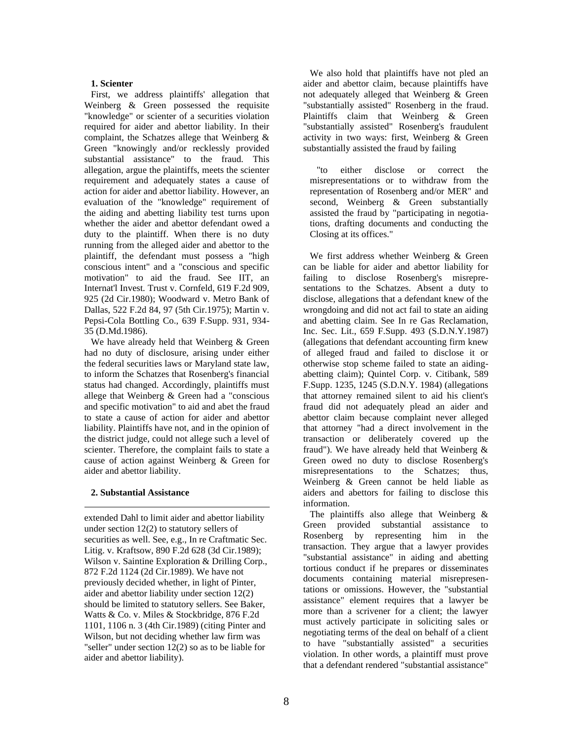### 1. Scienter

First, we address plaintiffs' allegation that Weinberg & Green possessed the requisite "knowledge" or scienter of a securities violation required for aider and abettor liability. In their complaint, the Schatzes allege that Weinberg & Green "knowingly and/or recklessly provided substantial assistance" to the fraud. This allegation, argue the plaintiffs, meets the scienter requirement and adequately states a cause of action for aider and abettor liability. However, an evaluation of the "knowledge" requirement of the aiding and abetting liability test turns upon whether the aider and abettor defendant owed a duty to the plaintiff. When there is no duty running from the alleged aider and abettor to the plaintiff, the defendant must possess a "high conscious intent" and a "conscious and specific motivation" to aid the fraud. See IIT, an Internat'l Invest. Trust v. Cornfeld, 619 F.2d 909, 925 (2d Cir.1980); Woodward v. Metro Bank of Dallas, 522 F.2d 84, 97 (5th Cir.1975); Martin v. Pepsi-Cola Bottling Co., 639 F.Supp. 931, 934-35 (D.Md.1986).

We have already held that Weinberg & Green had no duty of disclosure, arising under either the federal securities laws or Maryland state law, to inform the Schatzes that Rosenberg's financial status had changed. Accordingly, plaintiffs must allege that Weinberg & Green had a "conscious and specific motivation" to aid and abet the fraud to state a cause of action for aider and abettor liability. Plaintiffs have not, and in the opinion of the district judge, could not allege such a level of scienter. Therefore, the complaint fails to state a cause of action against Weinberg & Green for aider and abettor liability.

### 2. Substantial Assistance

We also hold that plaintiffs have not pled an aider and abettor claim, because plaintiffs have not adequately alleged that Weinberg & Green "substantially assisted" Rosenberg in the fraud. Plaintiffs claim that Weinberg & Green "substantially assisted" Rosenberg's fraudulent activity in two ways: first, Weinberg & Green substantially assisted the fraud by failing

> "to either disclose or correct the misrepresentations or to withdraw from the representation of Rosenberg and/or MER" and second, Weinberg & Green substantially assisted the fraud by "participating in negotiations, drafting documents and conducting the Closing at its offices."

We first address whether Weinberg & Green can be liable for aider and abettor liability for failing to disclose Rosenberg's misrepresentations to the Schatzes. Absent a duty to disclose, allegations that a defendant knew of the wrongdoing and did not act fail to state an aiding and abetting claim. See In re Gas Reclamation, Inc. Sec. Lit., 659 F.Supp. 493 (S.D.N.Y.1987) (allegations that defendant accounting firm knew of alleged fraud and failed to disclose it or otherwise stop scheme failed to state an aiding-abetting claim); Quintel Corp. v. Citibank, 589 F.Supp. 1235, 1245 (S.D.N.Y. 1984) (allegations that attorney remained silent to aid his client's fraud did not adequately plead an aider and abettor claim because complaint never alleged that attorney "had a direct involvement in the transaction or deliberately covered up the fraud"). We have already held that Weinberg & Green owed no duty to disclose Rosenberg's misrepresentations to the Schatzes; thus, Weinberg & Green cannot be held liable as aiders and abettors for failing to disclose this information.

The plaintiffs also allege that Weinberg & Green provided substantial assistance to Rosenberg by representing him in the transaction. They argue that a lawyer provides "substantial assistance" in aiding and abetting tortious conduct if he prepares or disseminates documents containing material misrepresentations or omissions. However, the "substantial assistance" element requires that a lawyer be more than a scrivener for a client; the lawyer must actively participate in soliciting sales or negotiating terms of the deal on behalf of a client to have "substantially assisted" a securities violation. In other words, a plaintiff must prove that a defendant rendered "substantial assistance"

---

extended Dahl to limit aider and abettor liability under section 12(2) to statutory sellers of securities as well. See, e.g., In re Craftmatic Sec. Litig. v. Kraftsow, 890 F.2d 628 (3d Cir.1989); Wilson v. Saintine Exploration & Drilling Corp., 872 F.2d 1124 (2d Cir.1989). We have not previously decided whether, in light of Pinter, aider and abettor liability under section 12(2) should be limited to statutory sellers. See Baker, Watts & Co. v. Miles & Stockbridge, 876 F.2d 1101, 1106 n. 3 (4th Cir.1989) (citing Pinter and Wilson, but not deciding whether law firm was "seller" under section 12(2) so as to be liable for aider and abettor liability).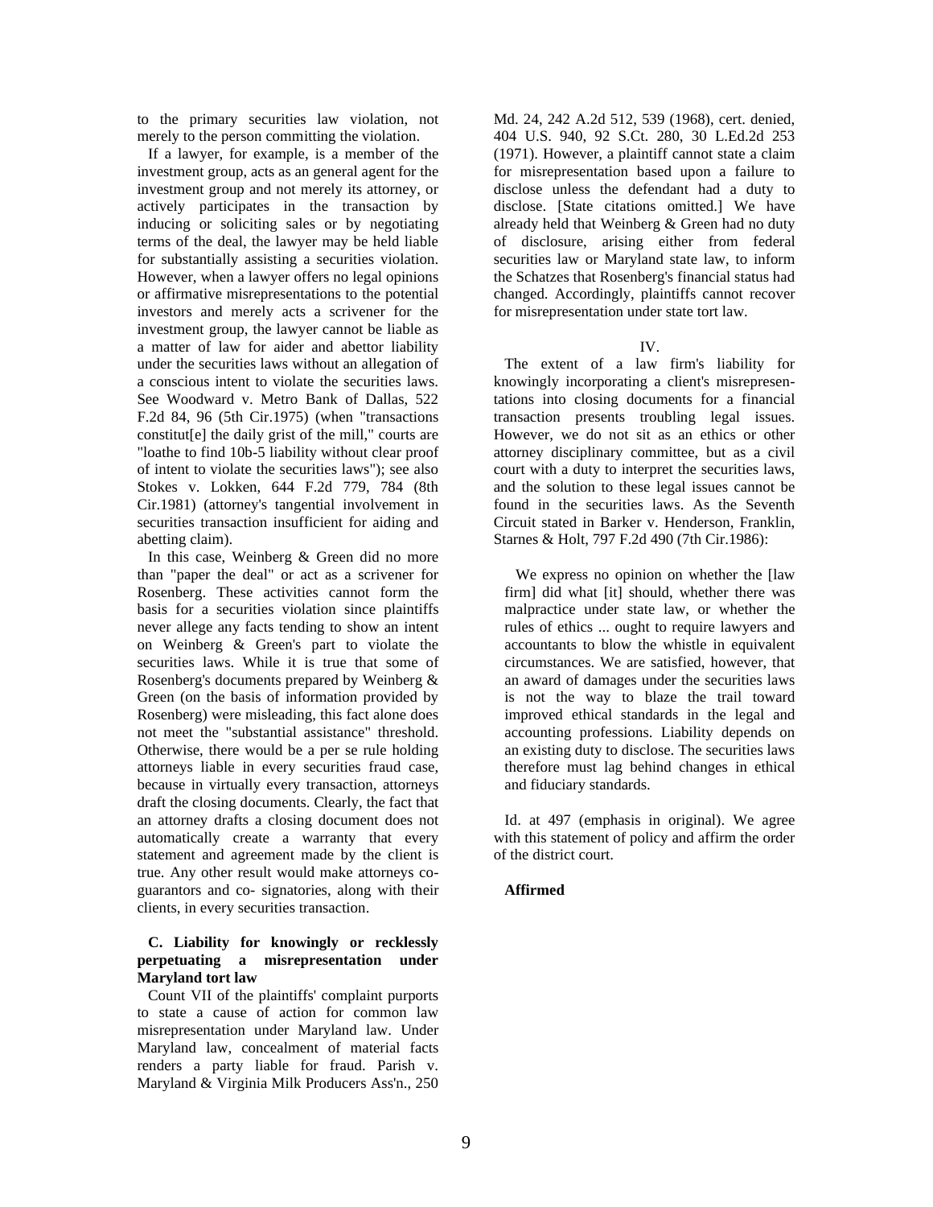to the primary securities law violation, not merely to the person committing the violation.

If a lawyer, for example, is a member of the investment group, acts as an general agent for the investment group and not merely its attorney, or actively participates in the transaction by inducing or soliciting sales or by negotiating terms of the deal, the lawyer may be held liable for substantially assisting a securities violation. However, when a lawyer offers no legal opinions or affirmative misrepresentations to the potential investors and merely acts a scrivener for the investment group, the lawyer cannot be liable as a matter of law for aider and abettor liability under the securities laws without an allegation of a conscious intent to violate the securities laws. See Woodward v. Metro Bank of Dallas, 522 F.2d 84, 96 (5th Cir.1975) (when "transactions constitut[e] the daily grist of the mill," courts are "loathe to find 10b-5 liability without clear proof of intent to violate the securities laws"); see also Stokes v. Lokken, 644 F.2d 779, 784 (8th Cir.1981) (attorney's tangential involvement in securities transaction insufficient for aiding and abetting claim).

In this case, Weinberg & Green did no more than "paper the deal" or act as a scrivener for Rosenberg. These activities cannot form the basis for a securities violation since plaintiffs never allege any facts tending to show an intent on Weinberg & Green's part to violate the securities laws. While it is true that some of Rosenberg's documents prepared by Weinberg & Green (on the basis of information provided by Rosenberg) were misleading, this fact alone does not meet the "substantial assistance" threshold. Otherwise, there would be a per se rule holding attorneys liable in every securities fraud case, because in virtually every transaction, attorneys draft the closing documents. Clearly, the fact that an attorney drafts a closing document does not automatically create a warranty that every statement and agreement made by the client is true. Any other result would make attorneys co-guarantors and co- signatories, along with their clients, in every securities transaction.

**C. Liability for knowingly or recklessly perpetuating a misrepresentation under Maryland tort law**

Count VII of the plaintiffs' complaint purports to state a cause of action for common law misrepresentation under Maryland law. Under Maryland law, concealment of material facts renders a party liable for fraud. Parish v. Maryland & Virginia Milk Producers Ass'n., 250 Md. 24, 242 A.2d 512, 539 (1968), cert. denied, 404 U.S. 940, 92 S.Ct. 280, 30 L.Ed.2d 253 (1971). However, a plaintiff cannot state a claim for misrepresentation based upon a failure to disclose unless the defendant had a duty to disclose. [State citations omitted.] We have already held that Weinberg & Green had no duty of disclosure, arising either from federal securities law or Maryland state law, to inform the Schatzes that Rosenberg's financial status had changed. Accordingly, plaintiffs cannot recover for misrepresentation under state tort law.

IV.

The extent of a law firm's liability for knowingly incorporating a client's misrepresentations into closing documents for a financial transaction presents troubling legal issues. However, we do not sit as an ethics or other attorney disciplinary committee, but as a civil court with a duty to interpret the securities laws, and the solution to these legal issues cannot be found in the securities laws. As the Seventh Circuit stated in Barker v. Henderson, Franklin, Starnes & Holt, 797 F.2d 490 (7th Cir.1986):

> We express no opinion on whether the [law firm] did what [it] should, whether there was malpractice under state law, or whether the rules of ethics ... ought to require lawyers and accountants to blow the whistle in equivalent circumstances. We are satisfied, however, that an award of damages under the securities laws is not the way to blaze the trail toward improved ethical standards in the legal and accounting professions. Liability depends on an existing duty to disclose. The securities laws therefore must lag behind changes in ethical and fiduciary standards.

Id. at 497 (emphasis in original). We agree with this statement of policy and affirm the order of the district court.

**Affirmed**